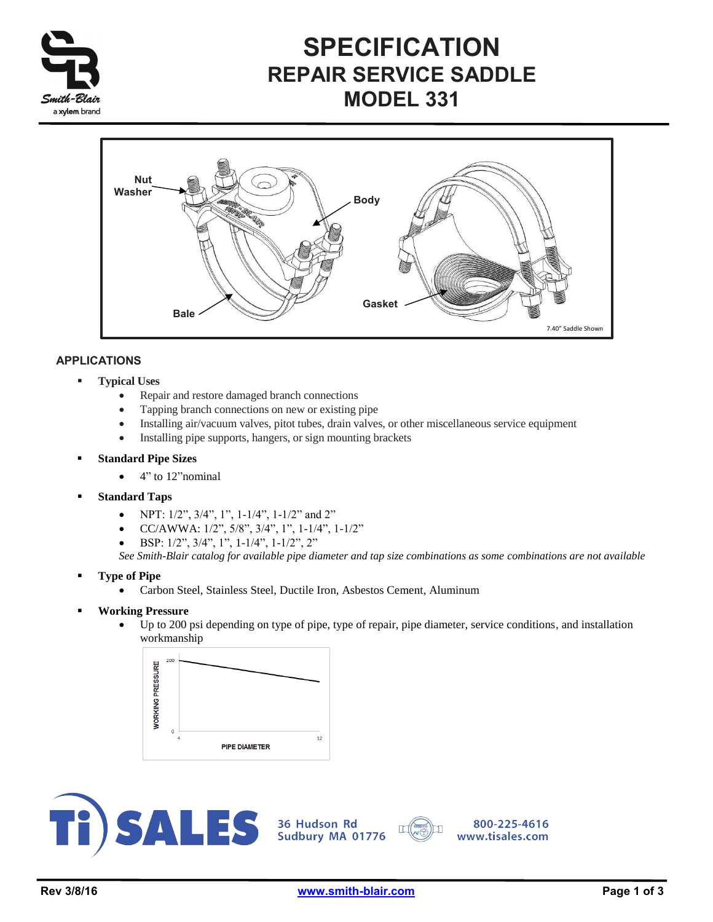# SPECIFICATION
## REPAIR SERVICE SADDLE
## MODEL 331

Nut
Washer
Body
Bale
Gasket
7.40" Saddle Shown

### APPLICATIONS

- **Typical Uses**
  - Repair and restore damaged branch connections
  - Tapping branch connections on new or existing pipe
  - Installing air/vacuum valves, pitot tubes, drain valves, or other miscellaneous service equipment
  - Installing pipe supports, hangers, or sign mounting brackets
- **Standard Pipe Sizes**
  - 4" to 12"nominal
- **Standard Taps**
  - NPT: 1/2", 3/4", 1", 1-1/4", 1-1/2" and 2"
  - CC/AWWA: 1/2", 5/8", 3/4", 1", 1-1/4", 1-1/2"
  - BSP: 1/2", 3/4", 1", 1-1/4", 1-1/2", 2"

  *See Smith-Blair catalog for available pipe diameter and tap size combinations as some combinations are not available*
- **Type of Pipe**
  - Carbon Steel, Stainless Steel, Ductile Iron, Asbestos Cement, Aluminum
- **Working Pressure**
  - Up to 200 psi depending on type of pipe, type of repair, pipe diameter, service conditions, and installation workmanship

WORKING PRESSURE
200
0
4
12
PIPE DIAMETER

Ti SALES 36 Hudson Rd Sudbury MA 01776 800-225-4616 www.tisales.com

Rev 3/8/16 www.smith-blair.com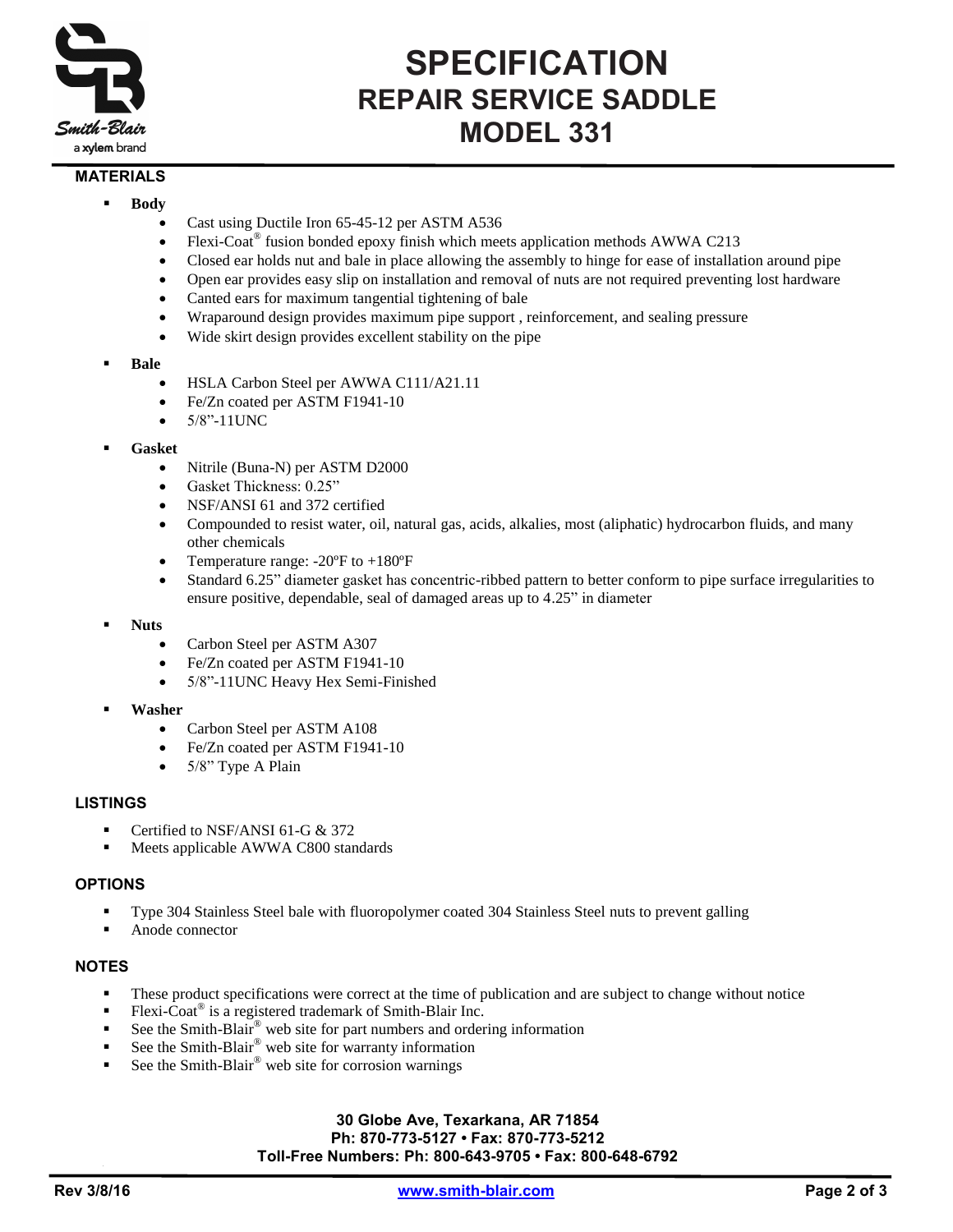# SPECIFICATION
## REPAIR SERVICE SADDLE
## MODEL 331

### MATERIALS

- **Body**
  - Cast using Ductile Iron 65-45-12 per ASTM A536
  - Flexi-Coat® fusion bonded epoxy finish which meets application methods AWWA C213
  - Closed ear holds nut and bale in place allowing the assembly to hinge for ease of installation around pipe
  - Open ear provides easy slip on installation and removal of nuts are not required preventing lost hardware
  - Canted ears for maximum tangential tightening of bale
  - Wraparound design provides maximum pipe support , reinforcement, and sealing pressure
  - Wide skirt design provides excellent stability on the pipe
- **Bale**
  - HSLA Carbon Steel per AWWA C111/A21.11
  - Fe/Zn coated per ASTM F1941-10
  - 5/8"-11UNC
- **Gasket**
  - Nitrile (Buna-N) per ASTM D2000
  - Gasket Thickness: 0.25"
  - NSF/ANSI 61 and 372 certified
  - Compounded to resist water, oil, natural gas, acids, alkalies, most (aliphatic) hydrocarbon fluids, and many other chemicals
  - Temperature range: -20ºF to +180ºF
  - Standard 6.25" diameter gasket has concentric-ribbed pattern to better conform to pipe surface irregularities to ensure positive, dependable, seal of damaged areas up to 4.25" in diameter
- **Nuts**
  - Carbon Steel per ASTM A307
  - Fe/Zn coated per ASTM F1941-10
  - 5/8"-11UNC Heavy Hex Semi-Finished
- **Washer**
  - Carbon Steel per ASTM A108
  - Fe/Zn coated per ASTM F1941-10
  - 5/8" Type A Plain

### LISTINGS

- Certified to NSF/ANSI 61-G & 372
- Meets applicable AWWA C800 standards

### OPTIONS

- Type 304 Stainless Steel bale with fluoropolymer coated 304 Stainless Steel nuts to prevent galling
- Anode connector

### NOTES

- These product specifications were correct at the time of publication and are subject to change without notice
- Flexi-Coat® is a registered trademark of Smith-Blair Inc.
- See the Smith-Blair® web site for part numbers and ordering information
- See the Smith-Blair® web site for warranty information
- See the Smith-Blair® web site for corrosion warnings

**30 Globe Ave, Texarkana, AR 71854**
**Ph: 870-773-5127 • Fax: 870-773-5212**
**Toll-Free Numbers: Ph: 800-643-9705 • Fax: 800-648-6792**

Rev 3/8/16 www.smith-blair.com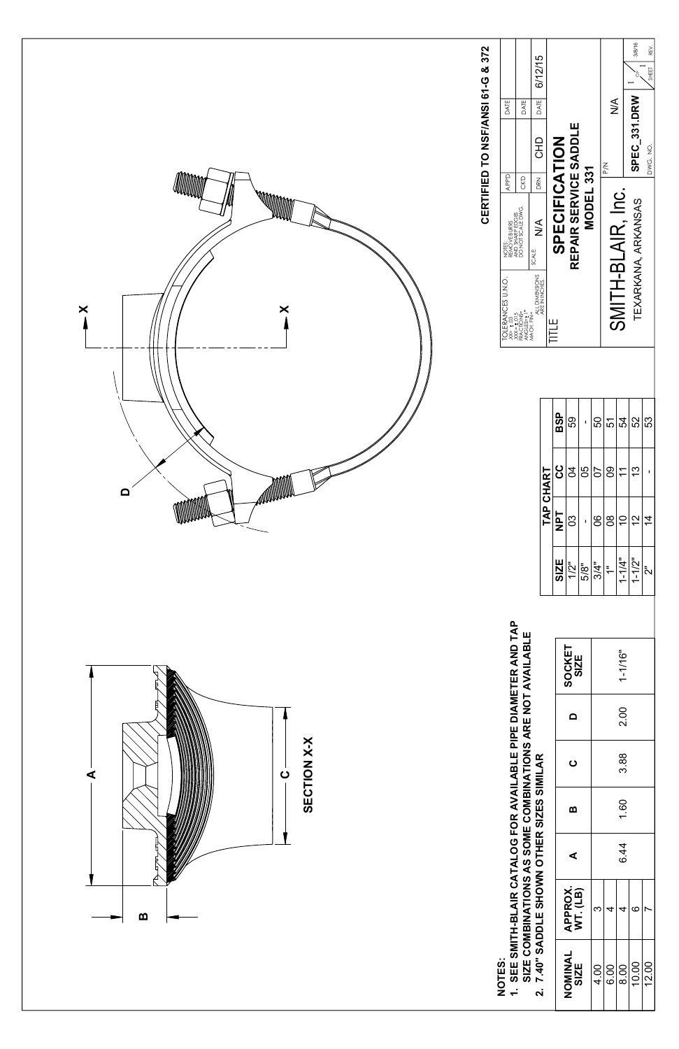CERTIFIED TO NSF/ANSI 61-G & 372

SECTION X-X

**NOTES:**

1. SEE SMITH-BLAIR CATALOG FOR AVAILABLE PIPE DIAMETER AND TAP SIZE COMBINATIONS AS SOME COMBINATIONS ARE NOT AVAILABLE
2. 7.40" SADDLE SHOWN OTHER SIZES SIMILAR

| NOMINAL SIZE | APPROX. WT. (LB) | A | B | C | D | SOCKET SIZE |
|---|---|---|---|---|---|---|
| 4.00 | 3 | 6.44 | 1.60 | 3.88 | 2.00 | 1-1/16" |
| 6.00 | 4 | | | | | |
| 8.00 | 4 | | | | | |
| 10.00 | 6 | | | | | |
| 12.00 | 7 | | | | | |

| TAP CHART | | | |
|---|---|---|---|
| SIZE | NPT | CC | BSP |
| 1/2" | 03 | 04 | 59 |
| 5/8" | - | 05 | - |
| 3/4" | 06 | 07 | 50 |
| 1" | 08 | 09 | 51 |
| 1-1/4" | 10 | 11 | 54 |
| 1-1/2" | 12 | 13 | 52 |
| 2" | 14 | - | 53 |

TOLERANCES U.N.O. .XX= ±.03 .XXX= ±.015 FRACTIONS= ANGLES= ±1° MACH. FIN= ALL DIMENSIONS ARE IN INCHES.

NOTES: REMOVE BURRS AND SHARP EDGES DO NOT SCALE DWG.

SCALE: N/A

APP'D | DATE
CK'D | DATE
DRN | CHD | DATE 6/12/15

TITLE

**SPECIFICATION**
**REPAIR SERVICE SADDLE**
**MODEL 331**

SMITH-BLAIR, Inc.
TEXARKANA, ARKANSAS

P/N: N/A

DWG. NO.: SPEC_331.DRW

SHEET 1 OF 1

REV. 3/8/16